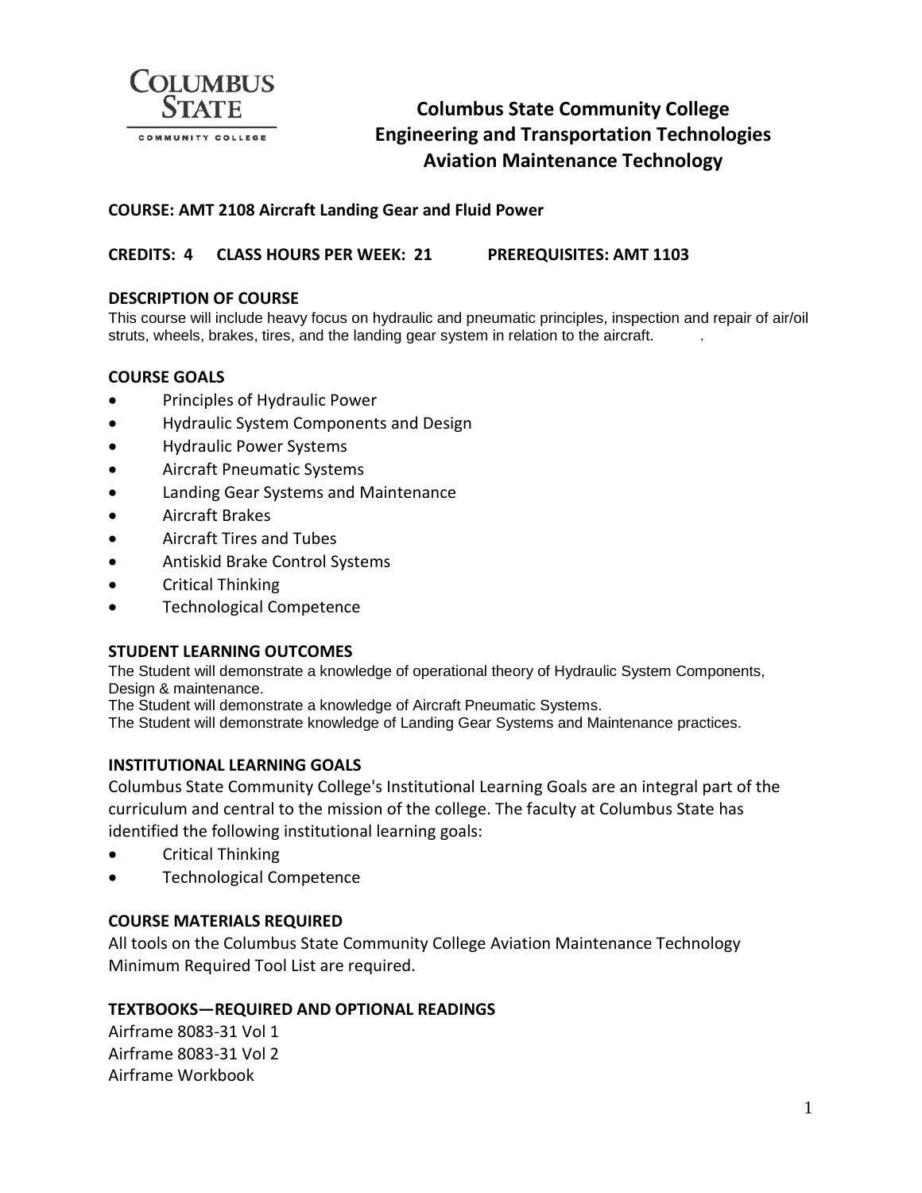# Columbus State Community College
# Engineering and Transportation Technologies
# Aviation Maintenance Technology

**COURSE: AMT 2108 Aircraft Landing Gear and Fluid Power**

**CREDITS: 4  CLASS HOURS PER WEEK: 21  PREREQUISITES: AMT 1103**

## DESCRIPTION OF COURSE

This course will include heavy focus on hydraulic and pneumatic principles, inspection and repair of air/oil struts, wheels, brakes, tires, and the landing gear system in relation to the aircraft.

## COURSE GOALS

- Principles of Hydraulic Power
- Hydraulic System Components and Design
- Hydraulic Power Systems
- Aircraft Pneumatic Systems
- Landing Gear Systems and Maintenance
- Aircraft Brakes
- Aircraft Tires and Tubes
- Antiskid Brake Control Systems
- Critical Thinking
- Technological Competence

## STUDENT LEARNING OUTCOMES

The Student will demonstrate a knowledge of operational theory of Hydraulic System Components, Design & maintenance.
The Student will demonstrate a knowledge of Aircraft Pneumatic Systems.
The Student will demonstrate knowledge of Landing Gear Systems and Maintenance practices.

## INSTITUTIONAL LEARNING GOALS

Columbus State Community College's Institutional Learning Goals are an integral part of the curriculum and central to the mission of the college. The faculty at Columbus State has identified the following institutional learning goals:

- Critical Thinking
- Technological Competence

## COURSE MATERIALS REQUIRED

All tools on the Columbus State Community College Aviation Maintenance Technology Minimum Required Tool List are required.

## TEXTBOOKS—REQUIRED AND OPTIONAL READINGS

Airframe 8083-31 Vol 1
Airframe 8083-31 Vol 2
Airframe Workbook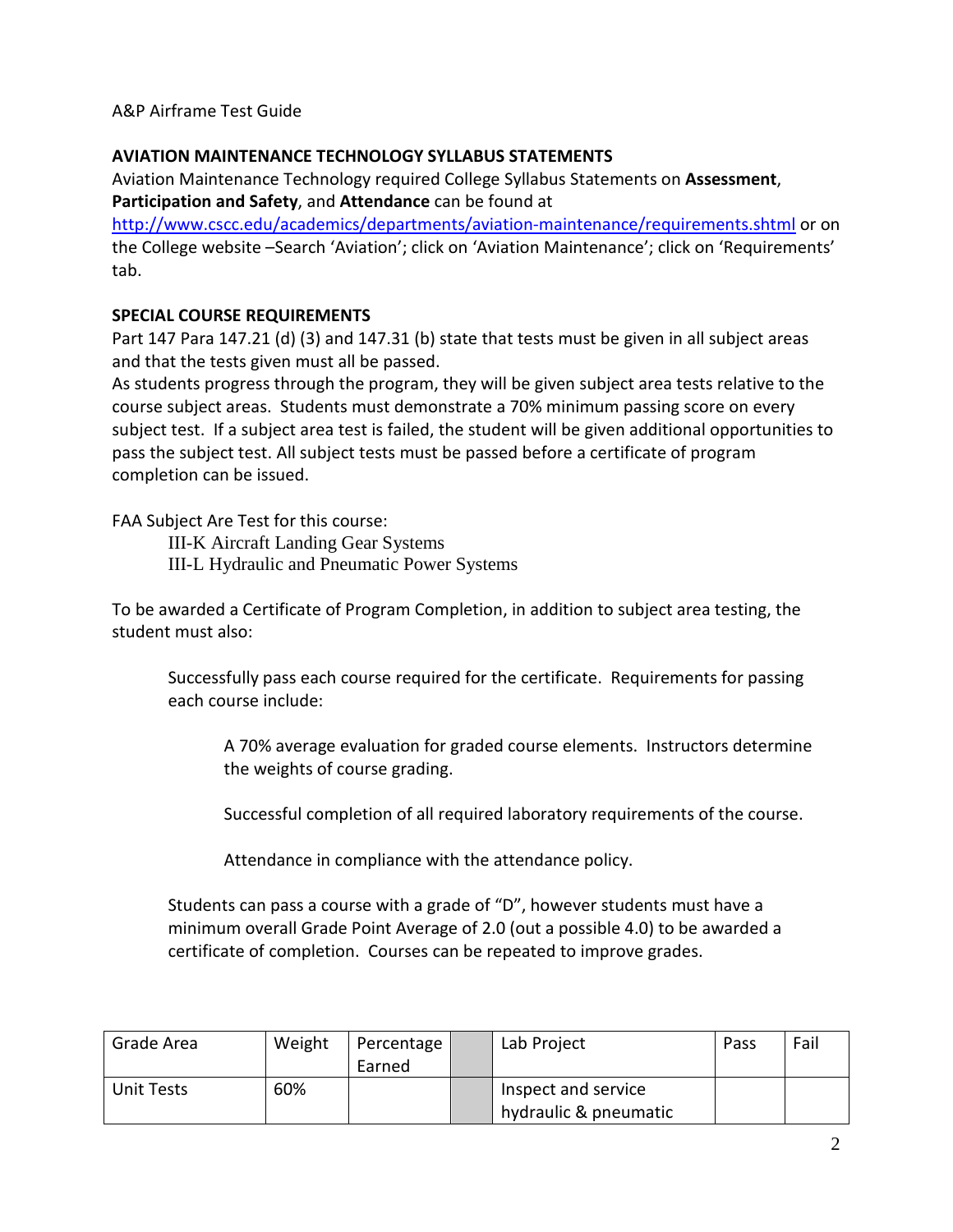A&P Airframe Test Guide

**AVIATION MAINTENANCE TECHNOLOGY SYLLABUS STATEMENTS**

Aviation Maintenance Technology required College Syllabus Statements on **Assessment**, **Participation and Safety**, and **Attendance** can be found at http://www.cscc.edu/academics/departments/aviation-maintenance/requirements.shtml or on the College website –Search 'Aviation'; click on 'Aviation Maintenance'; click on 'Requirements' tab.

**SPECIAL COURSE REQUIREMENTS**

Part 147 Para 147.21 (d) (3) and 147.31 (b) state that tests must be given in all subject areas and that the tests given must all be passed.

As students progress through the program, they will be given subject area tests relative to the course subject areas. Students must demonstrate a 70% minimum passing score on every subject test. If a subject area test is failed, the student will be given additional opportunities to pass the subject test. All subject tests must be passed before a certificate of program completion can be issued.

FAA Subject Are Test for this course:

III-K Aircraft Landing Gear Systems
III-L Hydraulic and Pneumatic Power Systems

To be awarded a Certificate of Program Completion, in addition to subject area testing, the student must also:

Successfully pass each course required for the certificate. Requirements for passing each course include:

A 70% average evaluation for graded course elements. Instructors determine the weights of course grading.

Successful completion of all required laboratory requirements of the course.

Attendance in compliance with the attendance policy.

Students can pass a course with a grade of "D", however students must have a minimum overall Grade Point Average of 2.0 (out a possible 4.0) to be awarded a certificate of completion. Courses can be repeated to improve grades.

| Grade Area | Weight | Percentage Earned | | Lab Project | Pass | Fail |
|---|---|---|---|---|---|---|
| Unit Tests | 60% | | | Inspect and service hydraulic & pneumatic | | |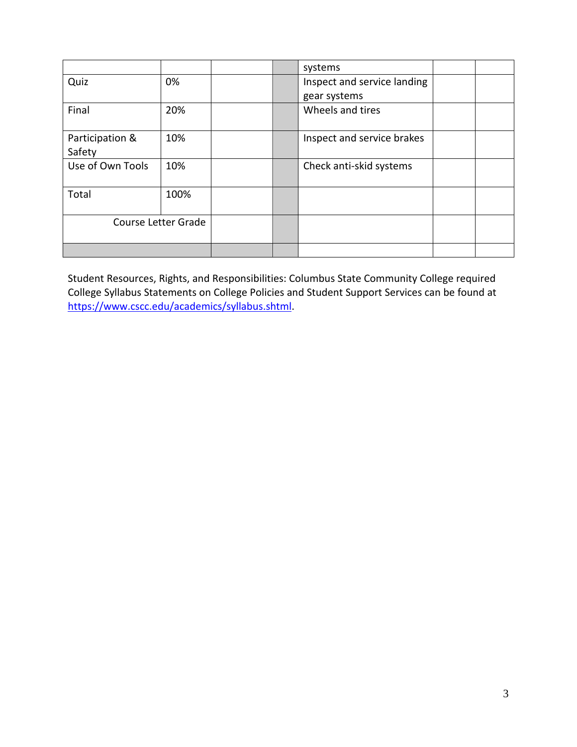| | | | | | | |
|---|---|---|---|---|---|---|
| | | | | systems | | |
| Quiz | 0% | | | Inspect and service landing gear systems | | |
| Final | 20% | | | Wheels and tires | | |
| Participation & Safety | 10% | | | Inspect and service brakes | | |
| Use of Own Tools | 10% | | | Check anti-skid systems | | |
| Total | 100% | | | | | |
| Course Letter Grade | | | | | | |
| | | | | | | |

Student Resources, Rights, and Responsibilities: Columbus State Community College required College Syllabus Statements on College Policies and Student Support Services can be found at https://www.cscc.edu/academics/syllabus.shtml.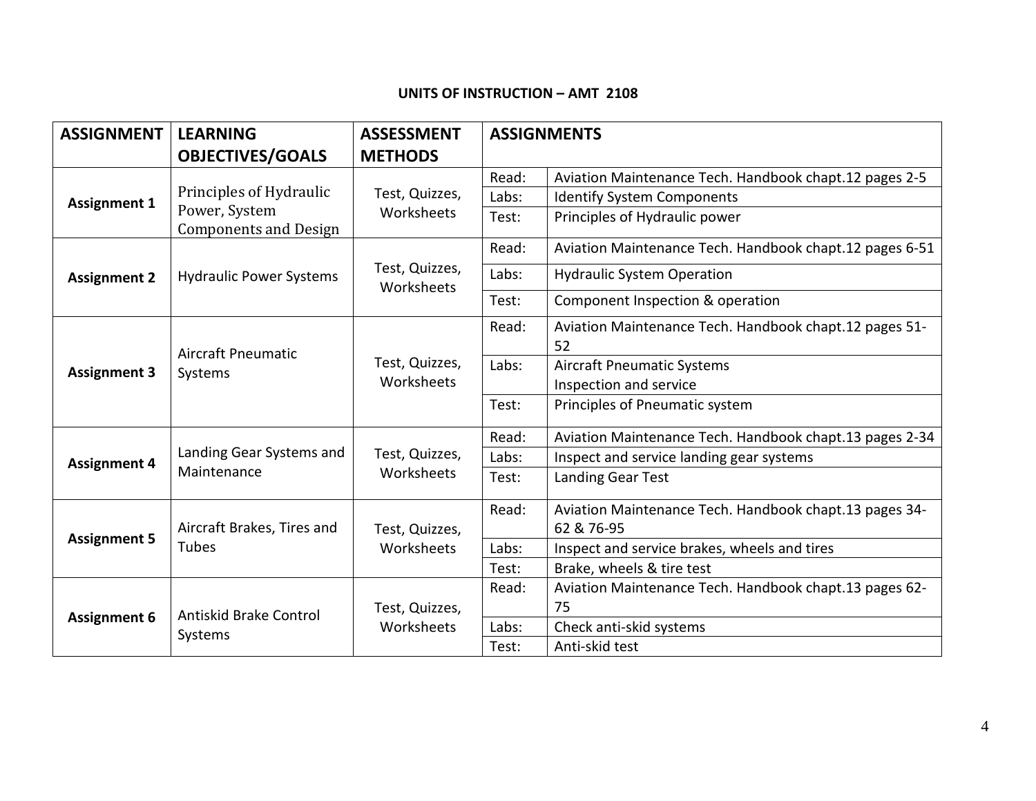**UNITS OF INSTRUCTION – AMT 2108**

| ASSIGNMENT | LEARNING OBJECTIVES/GOALS | ASSESSMENT METHODS | ASSIGNMENTS | |
|---|---|---|---|---|
| **Assignment 1** | Principles of Hydraulic Power, System Components and Design | Test, Quizzes, Worksheets | Read: | Aviation Maintenance Tech. Handbook chapt.12 pages 2-5 |
| | | | Labs: | Identify System Components |
| | | | Test: | Principles of Hydraulic power |
| **Assignment 2** | Hydraulic Power Systems | Test, Quizzes, Worksheets | Read: | Aviation Maintenance Tech. Handbook chapt.12 pages 6-51 |
| | | | Labs: | Hydraulic System Operation |
| | | | Test: | Component Inspection & operation |
| **Assignment 3** | Aircraft Pneumatic Systems | Test, Quizzes, Worksheets | Read: | Aviation Maintenance Tech. Handbook chapt.12 pages 51-52 |
| | | | Labs: | Aircraft Pneumatic Systems Inspection and service |
| | | | Test: | Principles of Pneumatic system |
| **Assignment 4** | Landing Gear Systems and Maintenance | Test, Quizzes, Worksheets | Read: | Aviation Maintenance Tech. Handbook chapt.13 pages 2-34 |
| | | | Labs: | Inspect and service landing gear systems |
| | | | Test: | Landing Gear Test |
| **Assignment 5** | Aircraft Brakes, Tires and Tubes | Test, Quizzes, Worksheets | Read: | Aviation Maintenance Tech. Handbook chapt.13 pages 34-62 & 76-95 |
| | | | Labs: | Inspect and service brakes, wheels and tires |
| | | | Test: | Brake, wheels & tire test |
| **Assignment 6** | Antiskid Brake Control Systems | Test, Quizzes, Worksheets | Read: | Aviation Maintenance Tech. Handbook chapt.13 pages 62-75 |
| | | | Labs: | Check anti-skid systems |
| | | | Test: | Anti-skid test |